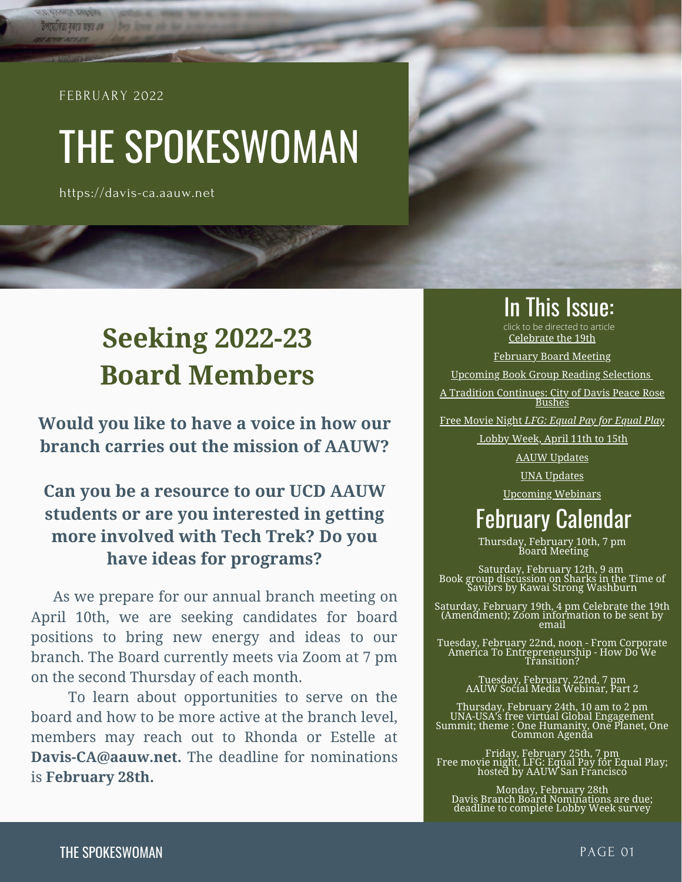FEBRUARY 2022

# THE SPOKESWOMAN

https://davis-ca.aauw.net

## Seeking 2022-23 Board Members

**Would you like to have a voice in how our branch carries out the mission of AAUW?**

**Can you be a resource to our UCD AAUW students or are you interested in getting more involved with Tech Trek? Do you have ideas for programs?**

As we prepare for our annual branch meeting on April 10th, we are seeking candidates for board positions to bring new energy and ideas to our branch. The Board currently meets via Zoom at 7 pm on the second Thursday of each month.

To learn about opportunities to serve on the board and how to be more active at the branch level, members may reach out to Rhonda or Estelle at **Davis-CA@aauw.net.** The deadline for nominations is **February 28th.**

## In This Issue:

click to be directed to article

- Celebrate the 19th
- February Board Meeting
- Upcoming Book Group Reading Selections
- A Tradition Continues: City of Davis Peace Rose Bushes
- Free Movie Night *LFG: Equal Pay for Equal Play*
- Lobby Week, April 11th to 15th
- AAUW Updates
- UNA Updates
- Upcoming Webinars

## February Calendar

Thursday, February 10th, 7 pm
Board Meeting

Saturday, February 12th, 9 am
Book group discussion on Sharks in the Time of Saviors by Kawai Strong Washburn

Saturday, February 19th, 4 pm Celebrate the 19th (Amendment); Zoom information to be sent by email

Tuesday, February 22nd, noon - From Corporate America To Entrepreneurship - How Do We Transition?

Tuesday, February, 22nd, 7 pm
AAUW Social Media Webinar, Part 2

Thursday, February 24th, 10 am to 2 pm
UNA-USA's free virtual Global Engagement Summit; theme : One Humanity, One Planet, One Common Agenda

Friday, February 25th, 7 pm
Free movie night, LFG: Equal Pay for Equal Play; hosted by AAUW San Francisco

Monday, February 28th
Davis Branch Board Nominations are due; deadline to complete Lobby Week survey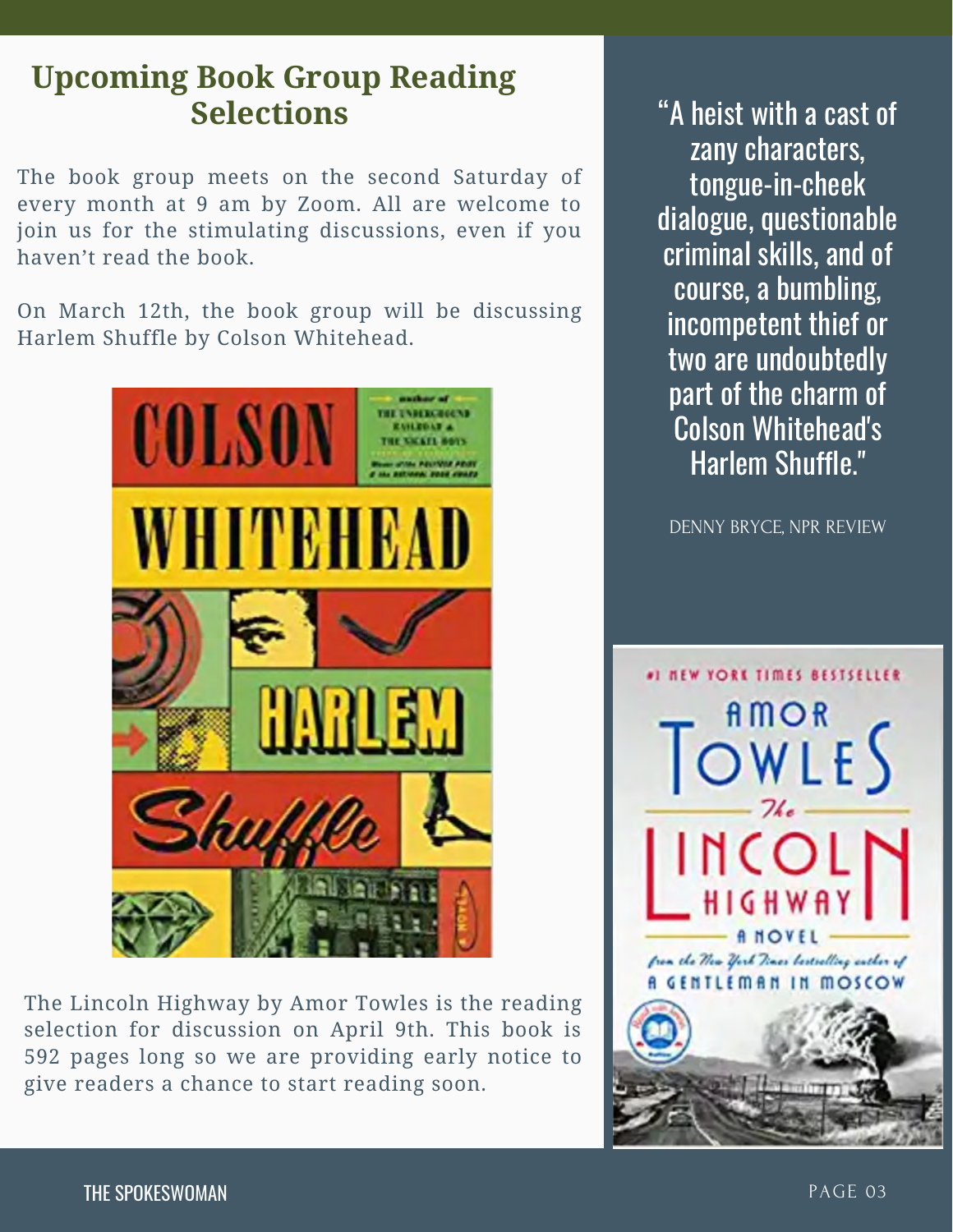## Upcoming Book Group Reading Selections

The book group meets on the second Saturday of every month at 9 am by Zoom. All are welcome to join us for the stimulating discussions, even if you haven't read the book.

On March 12th, the book group will be discussing Harlem Shuffle by Colson Whitehead.

The Lincoln Highway by Amor Towles is the reading selection for discussion on April 9th. This book is 592 pages long so we are providing early notice to give readers a chance to start reading soon.

> "A heist with a cast of zany characters, tongue-in-cheek dialogue, questionable criminal skills, and of course, a bumbling, incompetent thief or two are undoubtedly part of the charm of Colson Whitehead's Harlem Shuffle."
>
> DENNY BRYCE, NPR REVIEW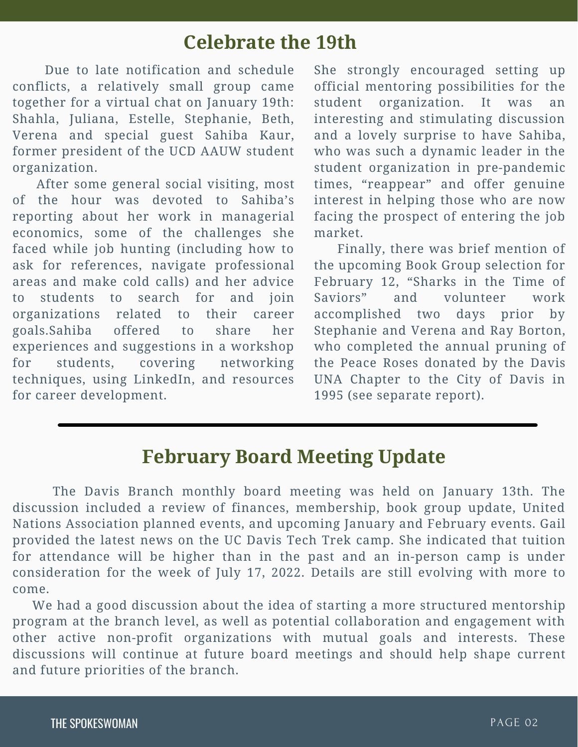## Celebrate the 19th

Due to late notification and schedule conflicts, a relatively small group came together for a virtual chat on January 19th: Shahla, Juliana, Estelle, Stephanie, Beth, Verena and special guest Sahiba Kaur, former president of the UCD AAUW student organization.

After some general social visiting, most of the hour was devoted to Sahiba's reporting about her work in managerial economics, some of the challenges she faced while job hunting (including how to ask for references, navigate professional areas and make cold calls) and her advice to students to search for and join organizations related to their career goals.Sahiba offered to share her experiences and suggestions in a workshop for students, covering networking techniques, using LinkedIn, and resources for career development. She strongly encouraged setting up official mentoring possibilities for the student organization. It was an interesting and stimulating discussion and a lovely surprise to have Sahiba, who was such a dynamic leader in the student organization in pre-pandemic times, "reappear" and offer genuine interest in helping those who are now facing the prospect of entering the job market.

Finally, there was brief mention of the upcoming Book Group selection for February 12, "Sharks in the Time of Saviors" and volunteer work accomplished two days prior by Stephanie and Verena and Ray Borton, who completed the annual pruning of the Peace Roses donated by the Davis UNA Chapter to the City of Davis in 1995 (see separate report).

---

## February Board Meeting Update

The Davis Branch monthly board meeting was held on January 13th. The discussion included a review of finances, membership, book group update, United Nations Association planned events, and upcoming January and February events. Gail provided the latest news on the UC Davis Tech Trek camp. She indicated that tuition for attendance will be higher than in the past and an in-person camp is under consideration for the week of July 17, 2022. Details are still evolving with more to come.

We had a good discussion about the idea of starting a more structured mentorship program at the branch level, as well as potential collaboration and engagement with other active non-profit organizations with mutual goals and interests. These discussions will continue at future board meetings and should help shape current and future priorities of the branch.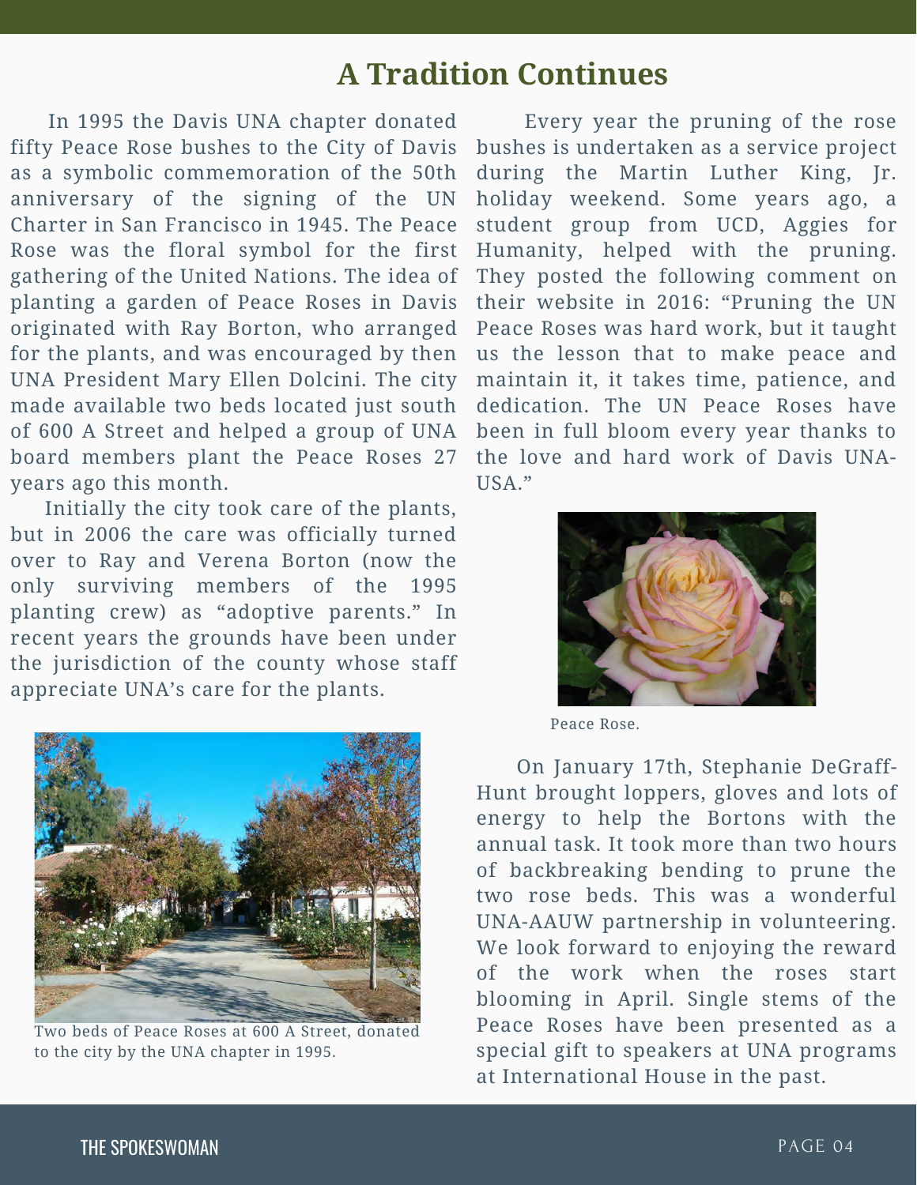## A Tradition Continues

In 1995 the Davis UNA chapter donated fifty Peace Rose bushes to the City of Davis as a symbolic commemoration of the 50th anniversary of the signing of the UN Charter in San Francisco in 1945. The Peace Rose was the floral symbol for the first gathering of the United Nations. The idea of planting a garden of Peace Roses in Davis originated with Ray Borton, who arranged for the plants, and was encouraged by then UNA President Mary Ellen Dolcini. The city made available two beds located just south of 600 A Street and helped a group of UNA board members plant the Peace Roses 27 years ago this month.

Initially the city took care of the plants, but in 2006 the care was officially turned over to Ray and Verena Borton (now the only surviving members of the 1995 planting crew) as "adoptive parents." In recent years the grounds have been under the jurisdiction of the county whose staff appreciate UNA's care for the plants.

Two beds of Peace Roses at 600 A Street, donated to the city by the UNA chapter in 1995.

Every year the pruning of the rose bushes is undertaken as a service project during the Martin Luther King, Jr. holiday weekend. Some years ago, a student group from UCD, Aggies for Humanity, helped with the pruning. They posted the following comment on their website in 2016: "Pruning the UN Peace Roses was hard work, but it taught us the lesson that to make peace and maintain it, it takes time, patience, and dedication. The UN Peace Roses have been in full bloom every year thanks to the love and hard work of Davis UNA-USA."

Peace Rose.

On January 17th, Stephanie DeGraff-Hunt brought loppers, gloves and lots of energy to help the Bortons with the annual task. It took more than two hours of backbreaking bending to prune the two rose beds. This was a wonderful UNA-AAUW partnership in volunteering. We look forward to enjoying the reward of the work when the roses start blooming in April. Single stems of the Peace Roses have been presented as a special gift to speakers at UNA programs at International House in the past.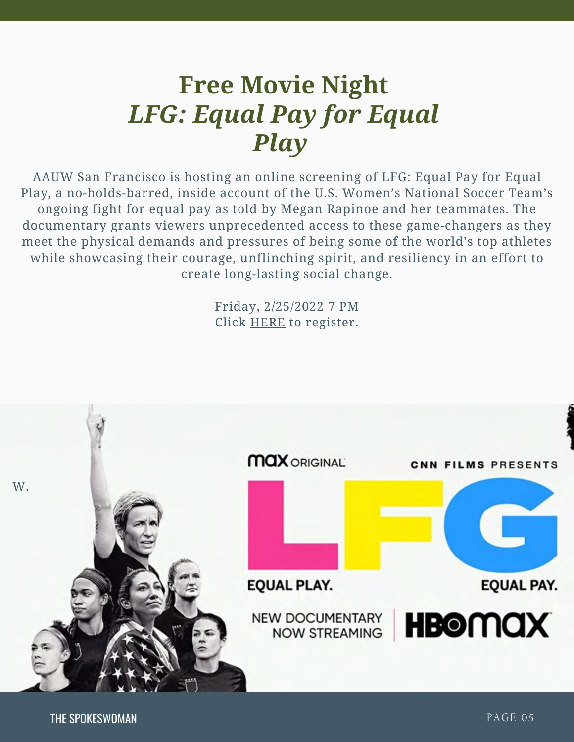# Free Movie Night
# *LFG: Equal Pay for Equal Play*

AAUW San Francisco is hosting an online screening of LFG: Equal Pay for Equal Play, a no-holds-barred, inside account of the U.S. Women's National Soccer Team's ongoing fight for equal pay as told by Megan Rapinoe and her teammates. The documentary grants viewers unprecedented access to these game-changers as they meet the physical demands and pressures of being some of the world's top athletes while showcasing their courage, unflinching spirit, and resiliency in an effort to create long-lasting social change.

Friday, 2/25/2022 7 PM
Click HERE to register.

W.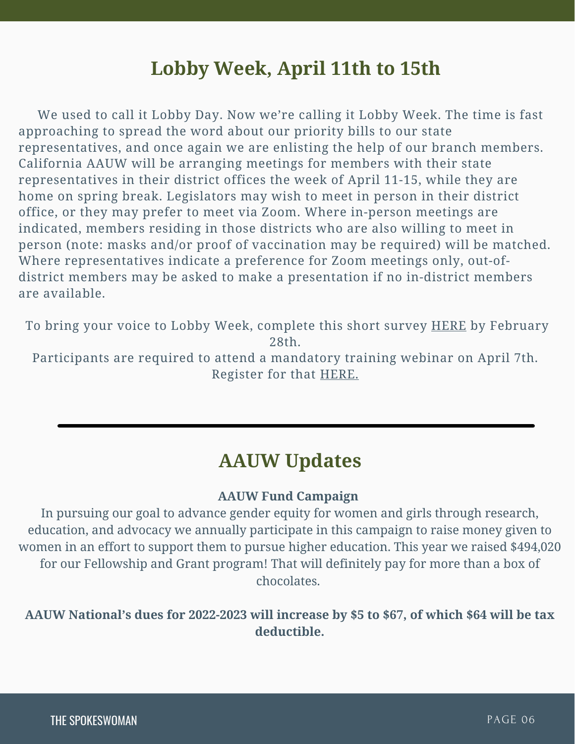## Lobby Week, April 11th to 15th

We used to call it Lobby Day. Now we're calling it Lobby Week. The time is fast approaching to spread the word about our priority bills to our state representatives, and once again we are enlisting the help of our branch members. California AAUW will be arranging meetings for members with their state representatives in their district offices the week of April 11-15, while they are home on spring break. Legislators may wish to meet in person in their district office, or they may prefer to meet via Zoom. Where in-person meetings are indicated, members residing in those districts who are also willing to meet in person (note: masks and/or proof of vaccination may be required) will be matched. Where representatives indicate a preference for Zoom meetings only, out-of-district members may be asked to make a presentation if no in-district members are available.

To bring your voice to Lobby Week, complete this short survey HERE by February 28th.
Participants are required to attend a mandatory training webinar on April 7th. Register for that HERE.

---

## AAUW Updates

**AAUW Fund Campaign**

In pursuing our goal to advance gender equity for women and girls through research, education, and advocacy we annually participate in this campaign to raise money given to women in an effort to support them to pursue higher education. This year we raised $494,020 for our Fellowship and Grant program! That will definitely pay for more than a box of chocolates.

**AAUW National's dues for 2022-2023 will increase by $5 to $67, of which $64 will be tax deductible.**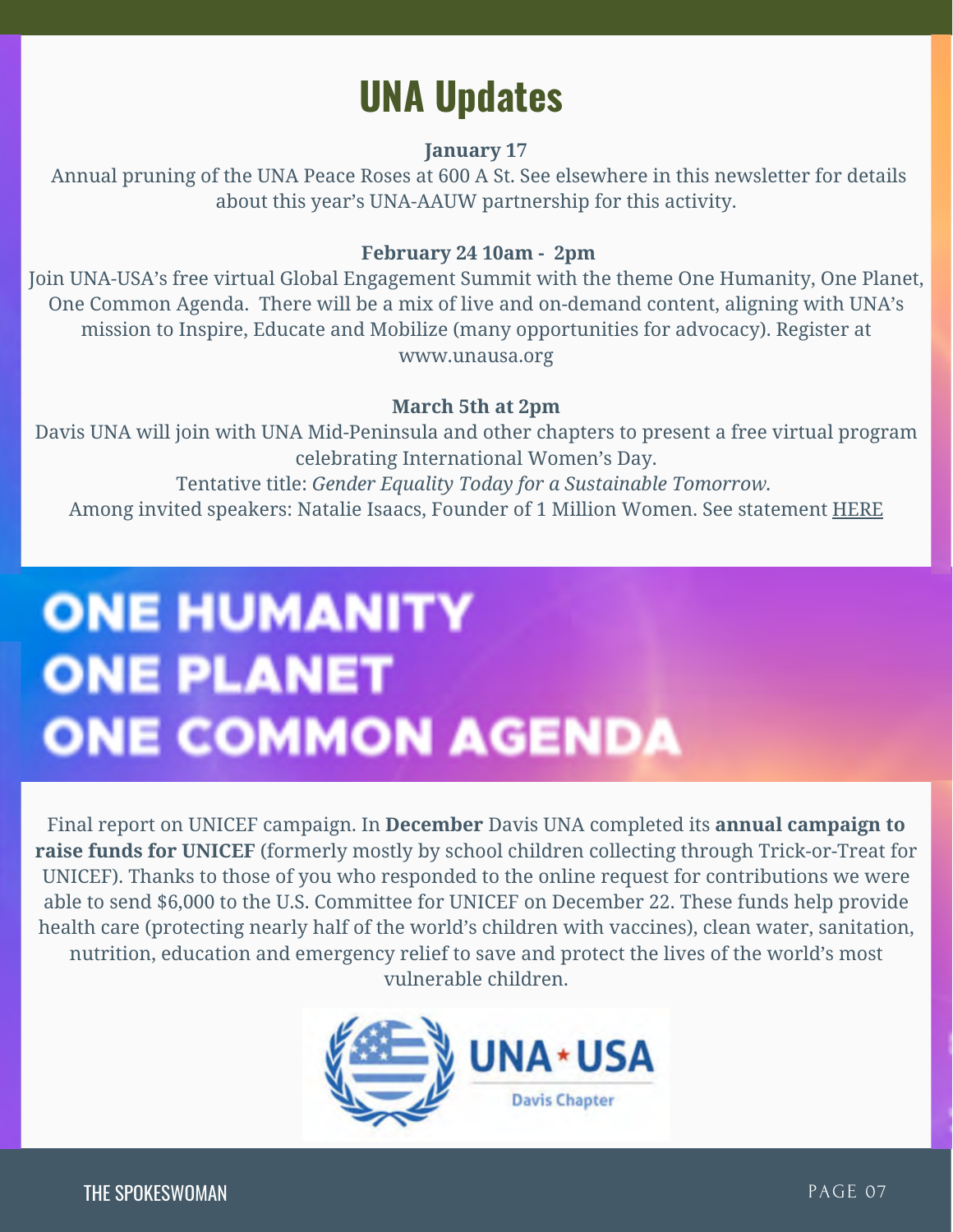# UNA Updates

**January 17**

Annual pruning of the UNA Peace Roses at 600 A St. See elsewhere in this newsletter for details about this year's UNA-AAUW partnership for this activity.

**February 24 10am - 2pm**

Join UNA-USA's free virtual Global Engagement Summit with the theme One Humanity, One Planet, One Common Agenda. There will be a mix of live and on-demand content, aligning with UNA's mission to Inspire, Educate and Mobilize (many opportunities for advocacy). Register at www.unausa.org

**March 5th at 2pm**

Davis UNA will join with UNA Mid-Peninsula and other chapters to present a free virtual program celebrating International Women's Day.

Tentative title: *Gender Equality Today for a Sustainable Tomorrow.*

Among invited speakers: Natalie Isaacs, Founder of 1 Million Women. See statement HERE

ONE HUMANITY
ONE PLANET
ONE COMMON AGENDA

Final report on UNICEF campaign. In **December** Davis UNA completed its **annual campaign to raise funds for UNICEF** (formerly mostly by school children collecting through Trick-or-Treat for UNICEF). Thanks to those of you who responded to the online request for contributions we were able to send $6,000 to the U.S. Committee for UNICEF on December 22. These funds help provide health care (protecting nearly half of the world's children with vaccines), clean water, sanitation, nutrition, education and emergency relief to save and protect the lives of the world's most vulnerable children.

UNA★USA
Davis Chapter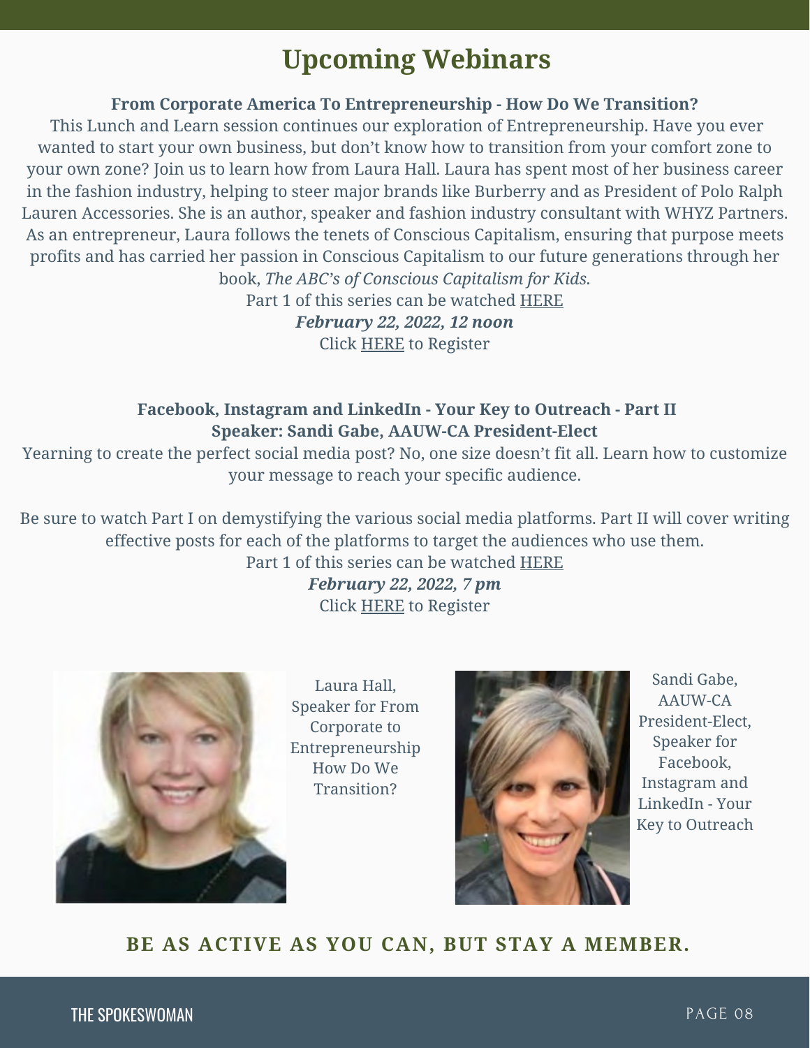# Upcoming Webinars

**From Corporate America To Entrepreneurship - How Do We Transition?**

This Lunch and Learn session continues our exploration of Entrepreneurship. Have you ever wanted to start your own business, but don't know how to transition from your comfort zone to your own zone? Join us to learn how from Laura Hall. Laura has spent most of her business career in the fashion industry, helping to steer major brands like Burberry and as President of Polo Ralph Lauren Accessories. She is an author, speaker and fashion industry consultant with WHYZ Partners. As an entrepreneur, Laura follows the tenets of Conscious Capitalism, ensuring that purpose meets profits and has carried her passion in Conscious Capitalism to our future generations through her book, *The ABC's of Conscious Capitalism for Kids.*

Part 1 of this series can be watched HERE

***February 22, 2022, 12 noon***

Click HERE to Register

**Facebook, Instagram and LinkedIn - Your Key to Outreach - Part II**
**Speaker: Sandi Gabe, AAUW-CA President-Elect**

Yearning to create the perfect social media post? No, one size doesn't fit all. Learn how to customize your message to reach your specific audience.

Be sure to watch Part I on demystifying the various social media platforms. Part II will cover writing effective posts for each of the platforms to target the audiences who use them.

Part 1 of this series can be watched HERE

***February 22, 2022, 7 pm***

Click HERE to Register

Laura Hall, Speaker for From Corporate to Entrepreneurship How Do We Transition?

Sandi Gabe, AAUW-CA President-Elect, Speaker for Facebook, Instagram and LinkedIn - Your Key to Outreach

**BE AS ACTIVE AS YOU CAN, BUT STAY A MEMBER.**